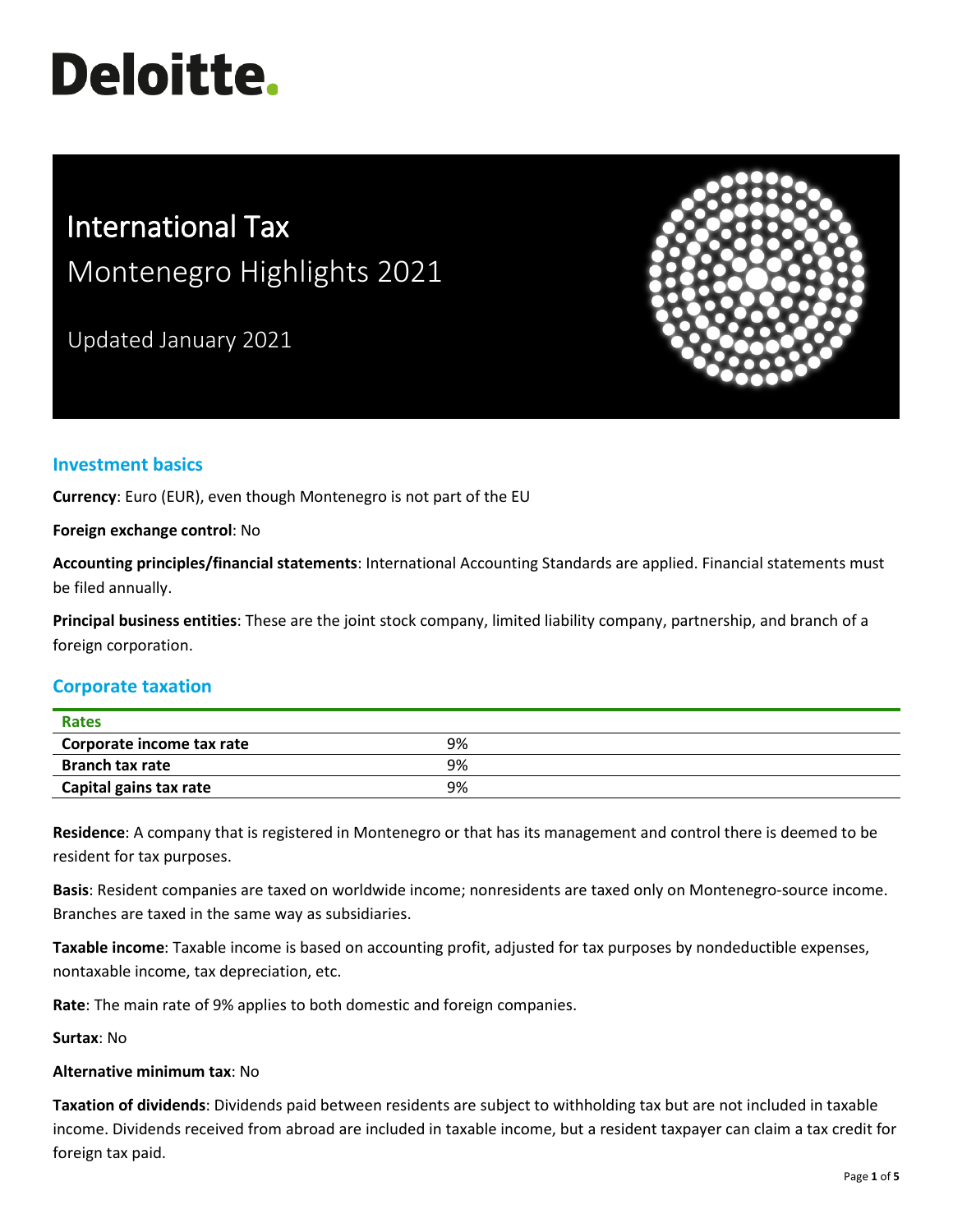Deloitte.

# International Tax

## Montenegro Highlights 2021

Updated January 2021

## Investment basics

**Currency**: Euro (EUR), even though Montenegro is not part of the EU

**Foreign exchange control**: No

**Accounting principles/financial statements**: International Accounting Standards are applied. Financial statements must be filed annually.

**Principal business entities**: These are the joint stock company, limited liability company, partnership, and branch of a foreign corporation.

## Corporate taxation

| Rates | |
|---|---|
| **Corporate income tax rate** | 9% |
| **Branch tax rate** | 9% |
| **Capital gains tax rate** | 9% |

**Residence**: A company that is registered in Montenegro or that has its management and control there is deemed to be resident for tax purposes.

**Basis**: Resident companies are taxed on worldwide income; nonresidents are taxed only on Montenegro-source income. Branches are taxed in the same way as subsidiaries.

**Taxable income**: Taxable income is based on accounting profit, adjusted for tax purposes by nondeductible expenses, nontaxable income, tax depreciation, etc.

**Rate**: The main rate of 9% applies to both domestic and foreign companies.

**Surtax**: No

**Alternative minimum tax**: No

**Taxation of dividends**: Dividends paid between residents are subject to withholding tax but are not included in taxable income. Dividends received from abroad are included in taxable income, but a resident taxpayer can claim a tax credit for foreign tax paid.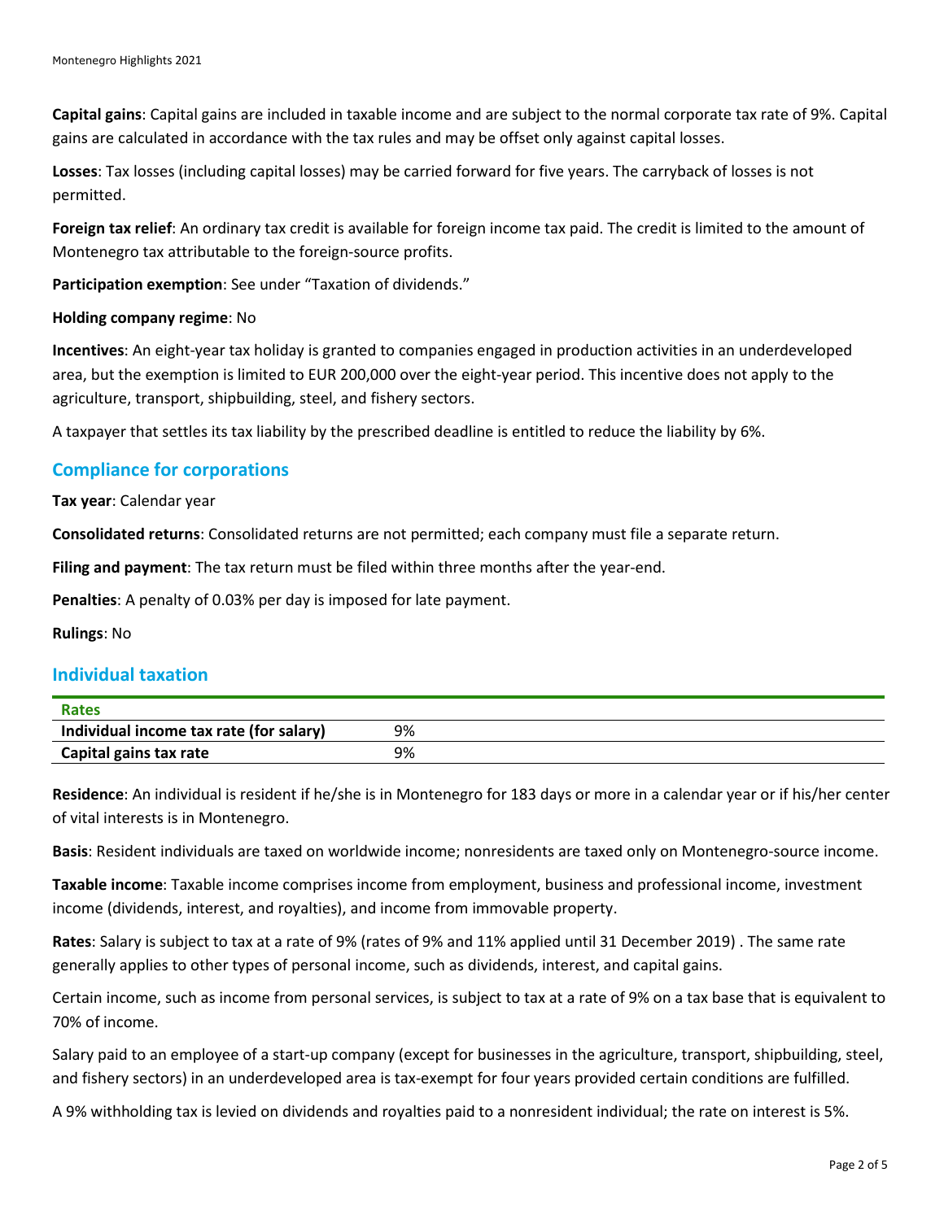**Capital gains**: Capital gains are included in taxable income and are subject to the normal corporate tax rate of 9%. Capital gains are calculated in accordance with the tax rules and may be offset only against capital losses.

**Losses**: Tax losses (including capital losses) may be carried forward for five years. The carryback of losses is not permitted.

**Foreign tax relief**: An ordinary tax credit is available for foreign income tax paid. The credit is limited to the amount of Montenegro tax attributable to the foreign-source profits.

**Participation exemption**: See under "Taxation of dividends."

**Holding company regime**: No

**Incentives**: An eight-year tax holiday is granted to companies engaged in production activities in an underdeveloped area, but the exemption is limited to EUR 200,000 over the eight-year period. This incentive does not apply to the agriculture, transport, shipbuilding, steel, and fishery sectors.

A taxpayer that settles its tax liability by the prescribed deadline is entitled to reduce the liability by 6%.

## Compliance for corporations

**Tax year**: Calendar year

**Consolidated returns**: Consolidated returns are not permitted; each company must file a separate return.

**Filing and payment**: The tax return must be filed within three months after the year-end.

**Penalties**: A penalty of 0.03% per day is imposed for late payment.

**Rulings**: No

## Individual taxation

| Rates | |
|---|---|
| **Individual income tax rate (for salary)** | 9% |
| **Capital gains tax rate** | 9% |

**Residence**: An individual is resident if he/she is in Montenegro for 183 days or more in a calendar year or if his/her center of vital interests is in Montenegro.

**Basis**: Resident individuals are taxed on worldwide income; nonresidents are taxed only on Montenegro-source income.

**Taxable income**: Taxable income comprises income from employment, business and professional income, investment income (dividends, interest, and royalties), and income from immovable property.

**Rates**: Salary is subject to tax at a rate of 9% (rates of 9% and 11% applied until 31 December 2019) . The same rate generally applies to other types of personal income, such as dividends, interest, and capital gains.

Certain income, such as income from personal services, is subject to tax at a rate of 9% on a tax base that is equivalent to 70% of income.

Salary paid to an employee of a start-up company (except for businesses in the agriculture, transport, shipbuilding, steel, and fishery sectors) in an underdeveloped area is tax-exempt for four years provided certain conditions are fulfilled.

A 9% withholding tax is levied on dividends and royalties paid to a nonresident individual; the rate on interest is 5%.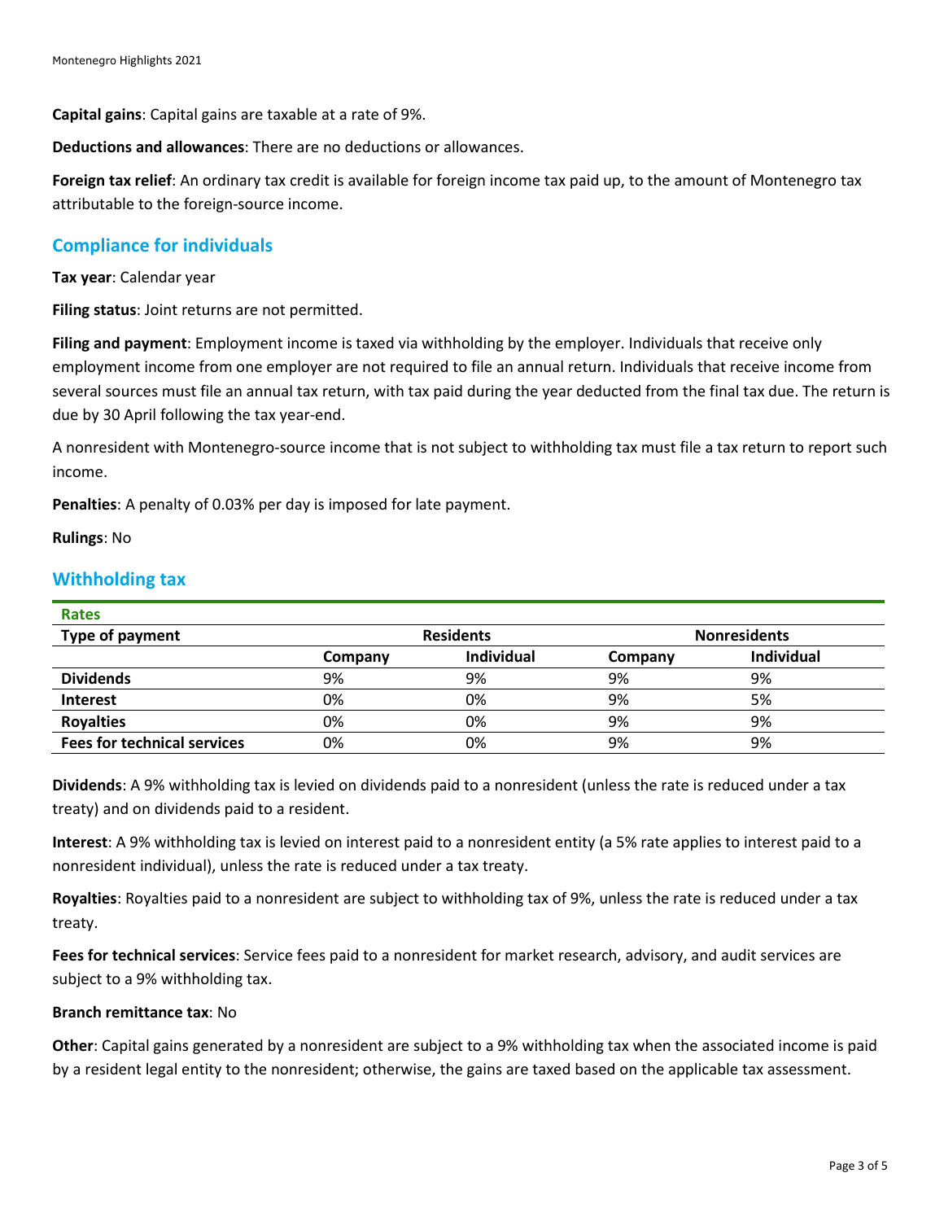**Capital gains**: Capital gains are taxable at a rate of 9%.

**Deductions and allowances**: There are no deductions or allowances.

**Foreign tax relief**: An ordinary tax credit is available for foreign income tax paid up, to the amount of Montenegro tax attributable to the foreign-source income.

## Compliance for individuals

**Tax year**: Calendar year

**Filing status**: Joint returns are not permitted.

**Filing and payment**: Employment income is taxed via withholding by the employer. Individuals that receive only employment income from one employer are not required to file an annual return. Individuals that receive income from several sources must file an annual tax return, with tax paid during the year deducted from the final tax due. The return is due by 30 April following the tax year-end.

A nonresident with Montenegro-source income that is not subject to withholding tax must file a tax return to report such income.

**Penalties**: A penalty of 0.03% per day is imposed for late payment.

**Rulings**: No

## Withholding tax

**Rates**

| Type of payment | Residents | | Nonresidents | |
|---|---|---|---|---|
| | Company | Individual | Company | Individual |
| **Dividends** | 9% | 9% | 9% | 9% |
| **Interest** | 0% | 0% | 9% | 5% |
| **Royalties** | 0% | 0% | 9% | 9% |
| **Fees for technical services** | 0% | 0% | 9% | 9% |

**Dividends**: A 9% withholding tax is levied on dividends paid to a nonresident (unless the rate is reduced under a tax treaty) and on dividends paid to a resident.

**Interest**: A 9% withholding tax is levied on interest paid to a nonresident entity (a 5% rate applies to interest paid to a nonresident individual), unless the rate is reduced under a tax treaty.

**Royalties**: Royalties paid to a nonresident are subject to withholding tax of 9%, unless the rate is reduced under a tax treaty.

**Fees for technical services**: Service fees paid to a nonresident for market research, advisory, and audit services are subject to a 9% withholding tax.

**Branch remittance tax**: No

**Other**: Capital gains generated by a nonresident are subject to a 9% withholding tax when the associated income is paid by a resident legal entity to the nonresident; otherwise, the gains are taxed based on the applicable tax assessment.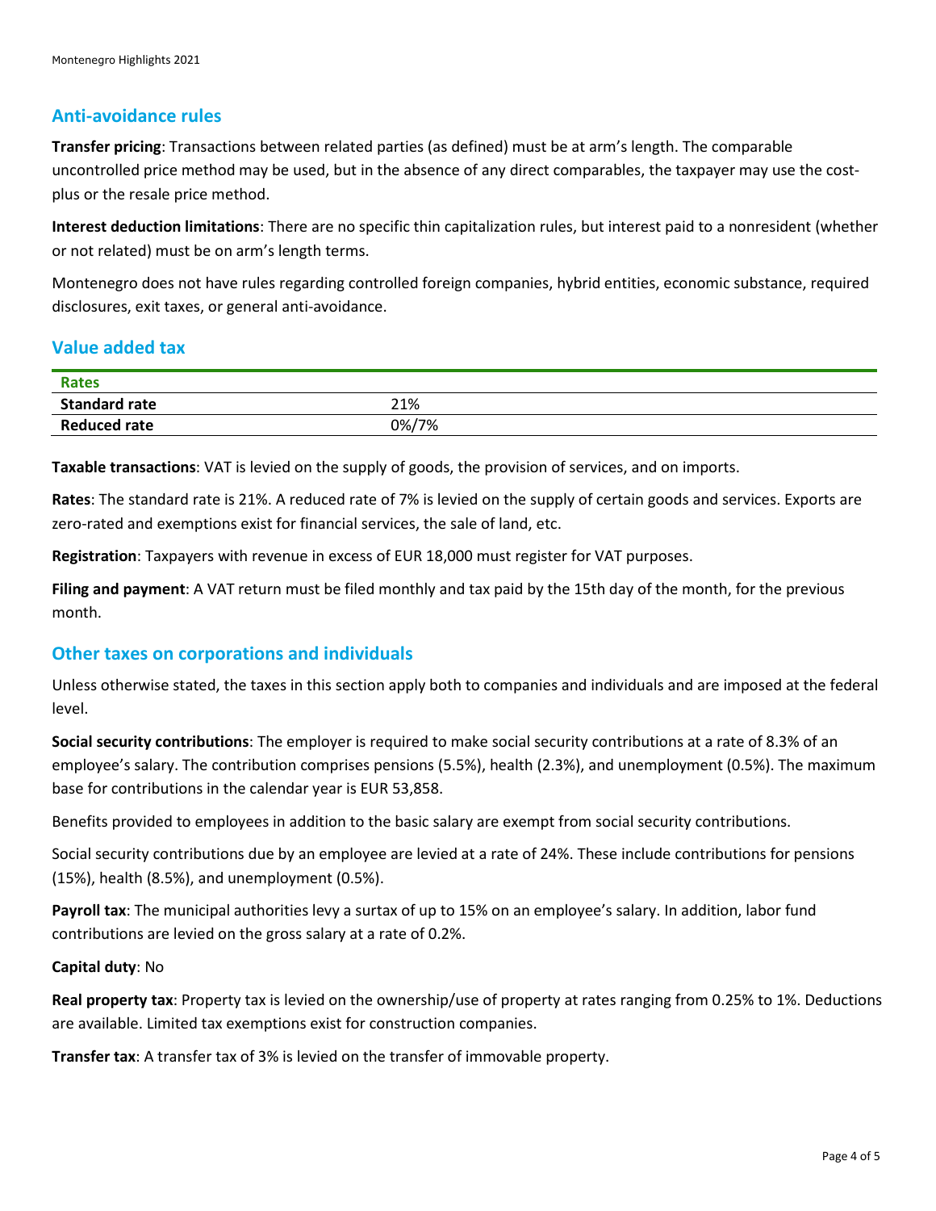## Anti-avoidance rules

**Transfer pricing**: Transactions between related parties (as defined) must be at arm's length. The comparable uncontrolled price method may be used, but in the absence of any direct comparables, the taxpayer may use the cost-plus or the resale price method.

**Interest deduction limitations**: There are no specific thin capitalization rules, but interest paid to a nonresident (whether or not related) must be on arm's length terms.

Montenegro does not have rules regarding controlled foreign companies, hybrid entities, economic substance, required disclosures, exit taxes, or general anti-avoidance.

## Value added tax

| Rates | |
|---|---|
| **Standard rate** | 21% |
| **Reduced rate** | 0%/7% |

**Taxable transactions**: VAT is levied on the supply of goods, the provision of services, and on imports.

**Rates**: The standard rate is 21%. A reduced rate of 7% is levied on the supply of certain goods and services. Exports are zero-rated and exemptions exist for financial services, the sale of land, etc.

**Registration**: Taxpayers with revenue in excess of EUR 18,000 must register for VAT purposes.

**Filing and payment**: A VAT return must be filed monthly and tax paid by the 15th day of the month, for the previous month.

## Other taxes on corporations and individuals

Unless otherwise stated, the taxes in this section apply both to companies and individuals and are imposed at the federal level.

**Social security contributions**: The employer is required to make social security contributions at a rate of 8.3% of an employee's salary. The contribution comprises pensions (5.5%), health (2.3%), and unemployment (0.5%). The maximum base for contributions in the calendar year is EUR 53,858.

Benefits provided to employees in addition to the basic salary are exempt from social security contributions.

Social security contributions due by an employee are levied at a rate of 24%. These include contributions for pensions (15%), health (8.5%), and unemployment (0.5%).

**Payroll tax**: The municipal authorities levy a surtax of up to 15% on an employee's salary. In addition, labor fund contributions are levied on the gross salary at a rate of 0.2%.

**Capital duty**: No

**Real property tax**: Property tax is levied on the ownership/use of property at rates ranging from 0.25% to 1%. Deductions are available. Limited tax exemptions exist for construction companies.

**Transfer tax**: A transfer tax of 3% is levied on the transfer of immovable property.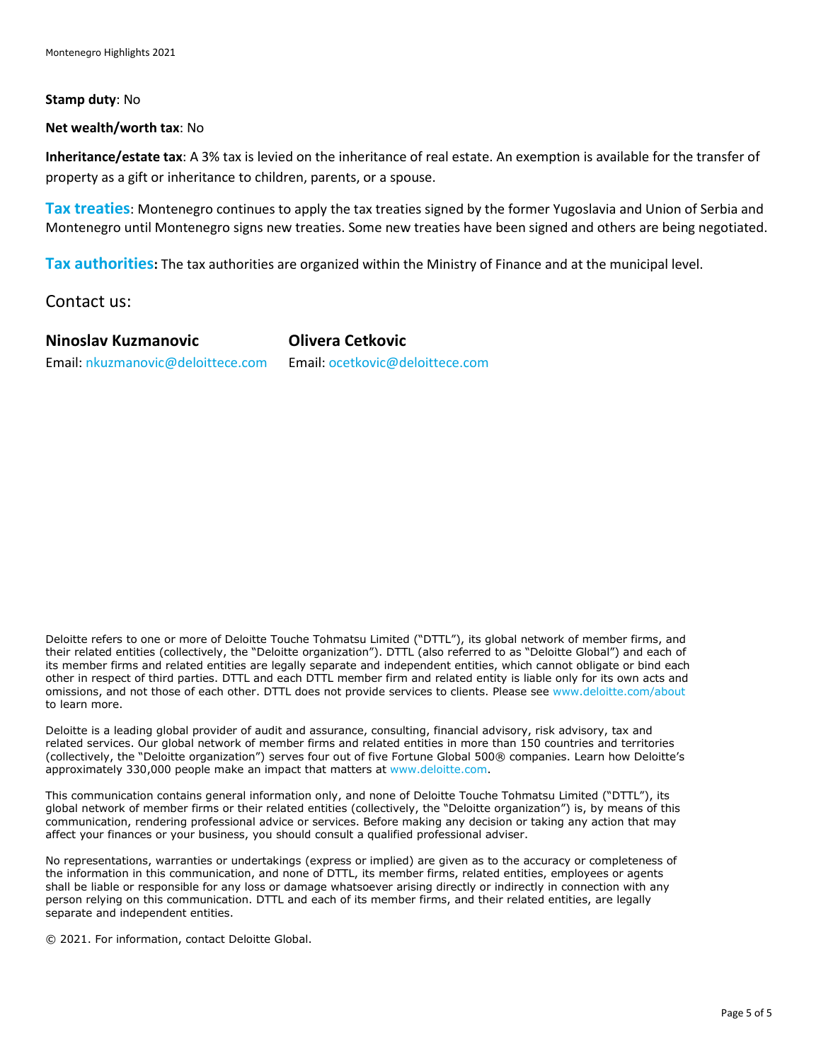**Stamp duty**: No

**Net wealth/worth tax**: No

**Inheritance/estate tax**: A 3% tax is levied on the inheritance of real estate. An exemption is available for the transfer of property as a gift or inheritance to children, parents, or a spouse.

**Tax treaties**: Montenegro continues to apply the tax treaties signed by the former Yugoslavia and Union of Serbia and Montenegro until Montenegro signs new treaties. Some new treaties have been signed and others are being negotiated.

**Tax authorities:** The tax authorities are organized within the Ministry of Finance and at the municipal level.

## Contact us:

**Ninoslav Kuzmanovic**
Email: nkuzmanovic@deloittece.com

**Olivera Cetkovic**
Email: ocetkovic@deloittece.com

Deloitte refers to one or more of Deloitte Touche Tohmatsu Limited ("DTTL"), its global network of member firms, and their related entities (collectively, the "Deloitte organization"). DTTL (also referred to as "Deloitte Global") and each of its member firms and related entities are legally separate and independent entities, which cannot obligate or bind each other in respect of third parties. DTTL and each DTTL member firm and related entity is liable only for its own acts and omissions, and not those of each other. DTTL does not provide services to clients. Please see www.deloitte.com/about to learn more.

Deloitte is a leading global provider of audit and assurance, consulting, financial advisory, risk advisory, tax and related services. Our global network of member firms and related entities in more than 150 countries and territories (collectively, the "Deloitte organization") serves four out of five Fortune Global 500® companies. Learn how Deloitte's approximately 330,000 people make an impact that matters at www.deloitte.com.

This communication contains general information only, and none of Deloitte Touche Tohmatsu Limited ("DTTL"), its global network of member firms or their related entities (collectively, the "Deloitte organization") is, by means of this communication, rendering professional advice or services. Before making any decision or taking any action that may affect your finances or your business, you should consult a qualified professional adviser.

No representations, warranties or undertakings (express or implied) are given as to the accuracy or completeness of the information in this communication, and none of DTTL, its member firms, related entities, employees or agents shall be liable or responsible for any loss or damage whatsoever arising directly or indirectly in connection with any person relying on this communication. DTTL and each of its member firms, and their related entities, are legally separate and independent entities.

© 2021. For information, contact Deloitte Global.